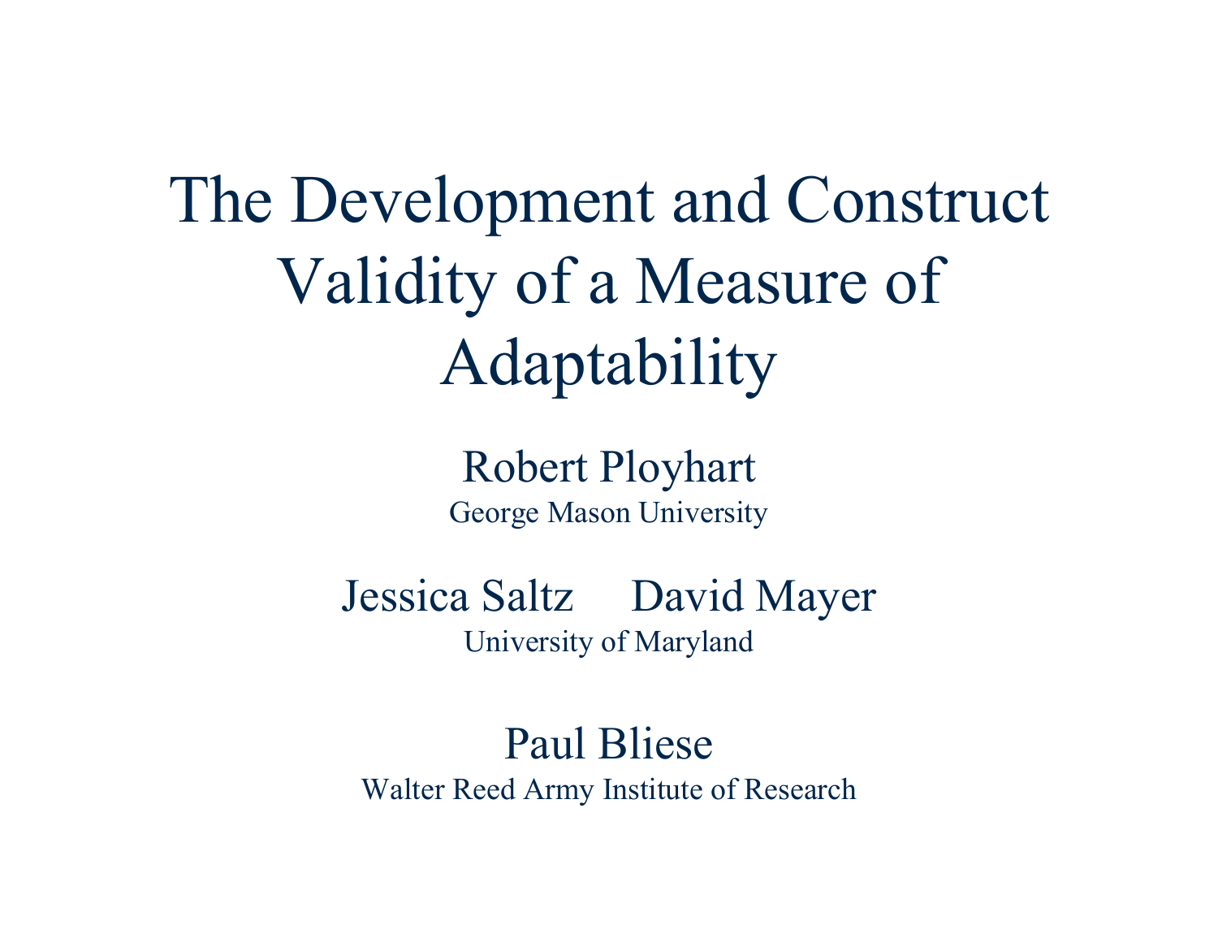# The Development and Construct Validity of a Measure of Adaptability

Robert Ployhart
George Mason University

Jessica Saltz David Mayer
University of Maryland

Paul Bliese
Walter Reed Army Institute of Research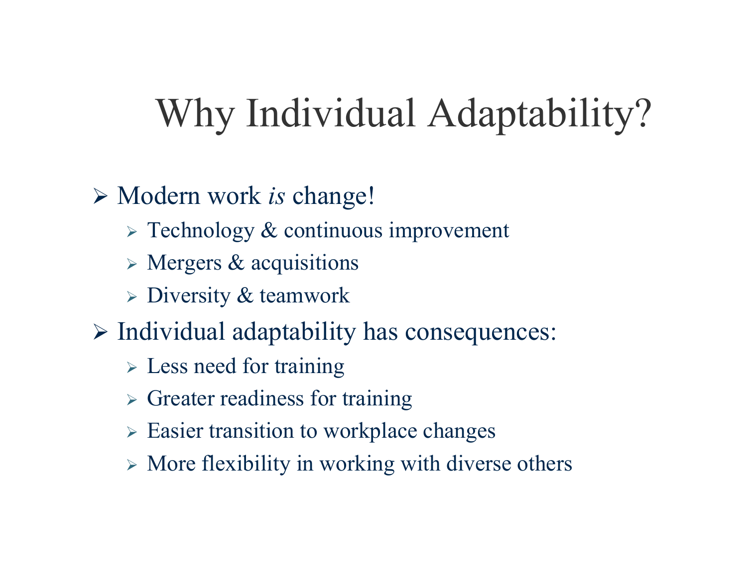# Why Individual Adaptability?

- Modern work *is* change!
  - Technology & continuous improvement
  - Mergers & acquisitions
  - Diversity & teamwork
- Individual adaptability has consequences:
  - Less need for training
  - Greater readiness for training
  - Easier transition to workplace changes
  - More flexibility in working with diverse others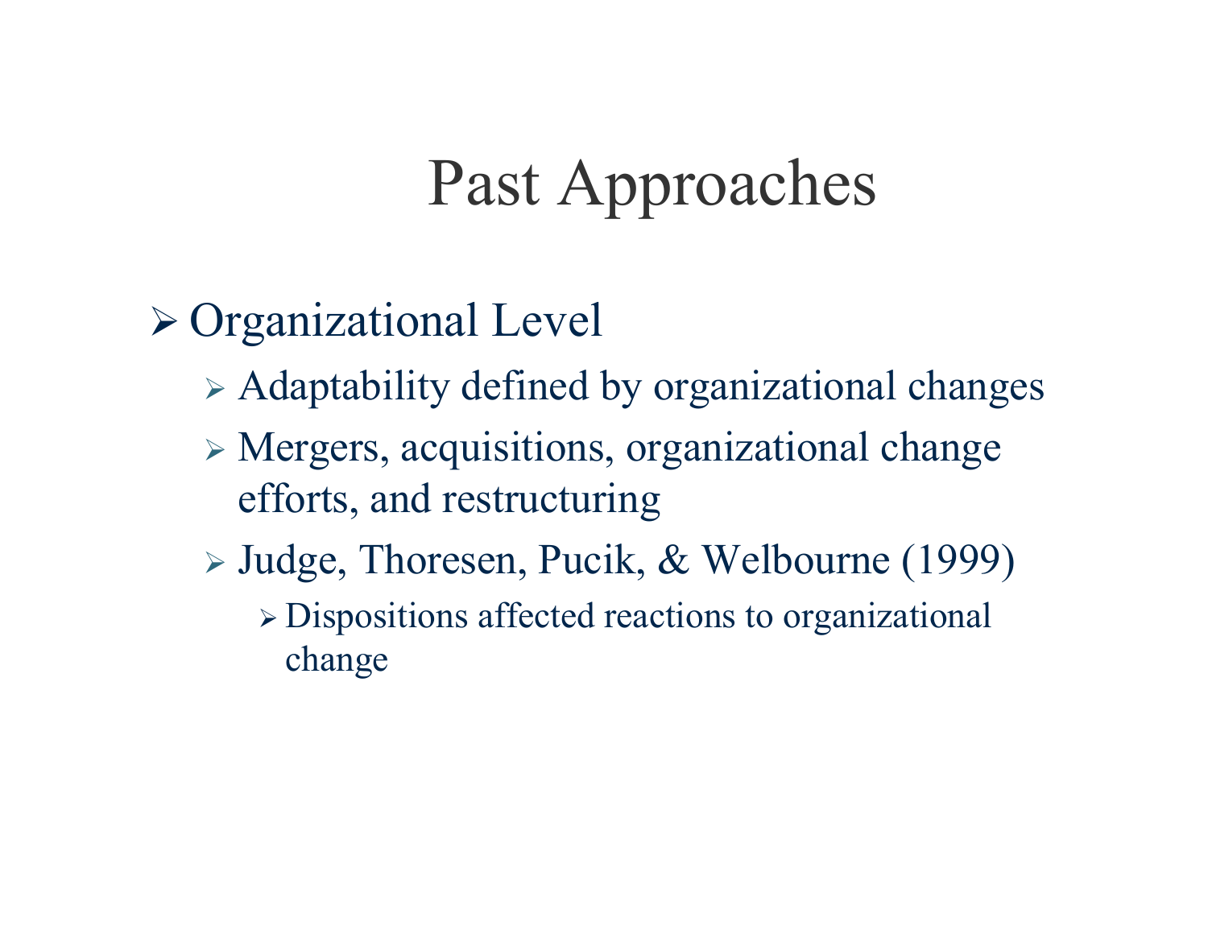# Past Approaches

- Organizational Level
  - Adaptability defined by organizational changes
  - Mergers, acquisitions, organizational change efforts, and restructuring
  - Judge, Thoresen, Pucik, & Welbourne (1999)
    - Dispositions affected reactions to organizational change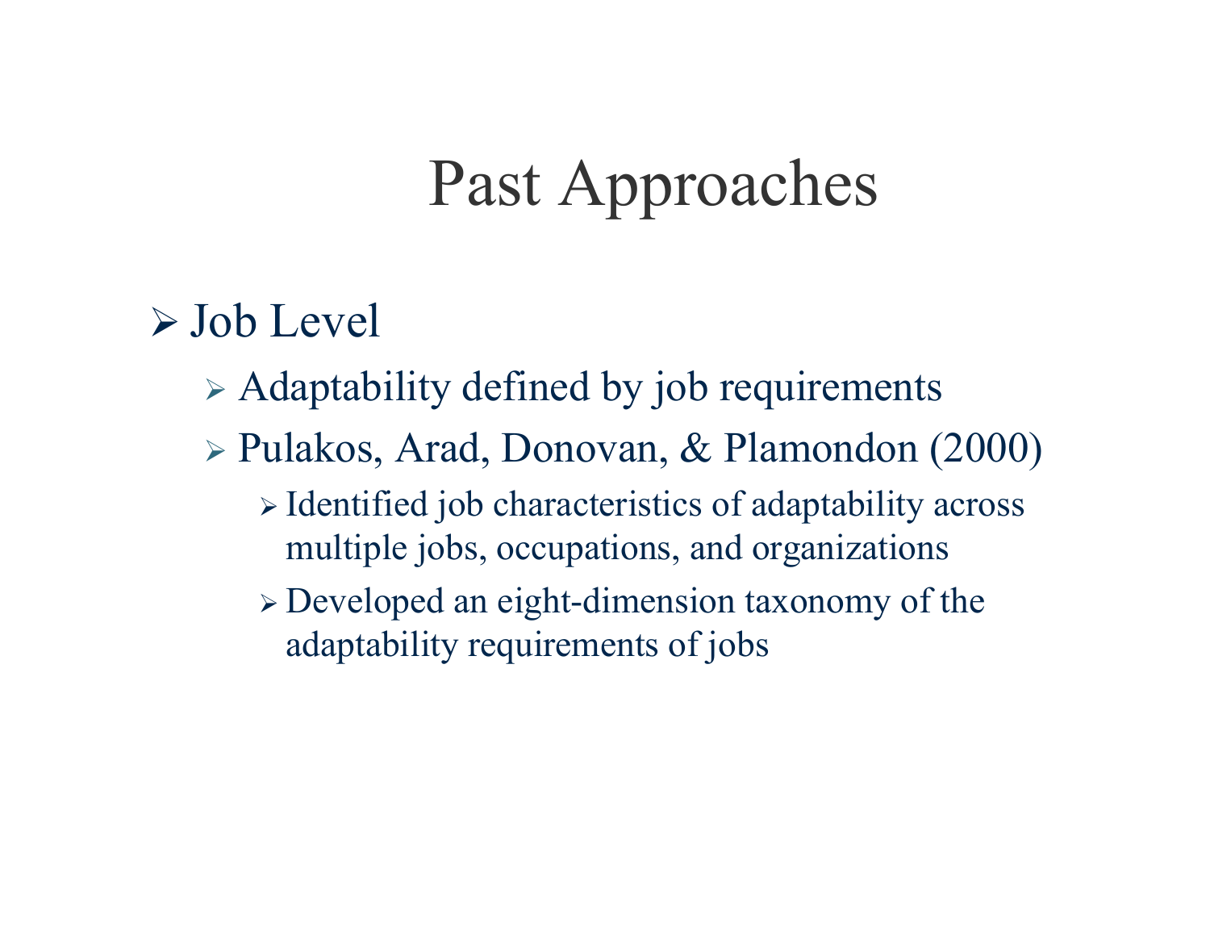# Past Approaches

- Job Level
  - Adaptability defined by job requirements
  - Pulakos, Arad, Donovan, & Plamondon (2000)
    - Identified job characteristics of adaptability across multiple jobs, occupations, and organizations
    - Developed an eight-dimension taxonomy of the adaptability requirements of jobs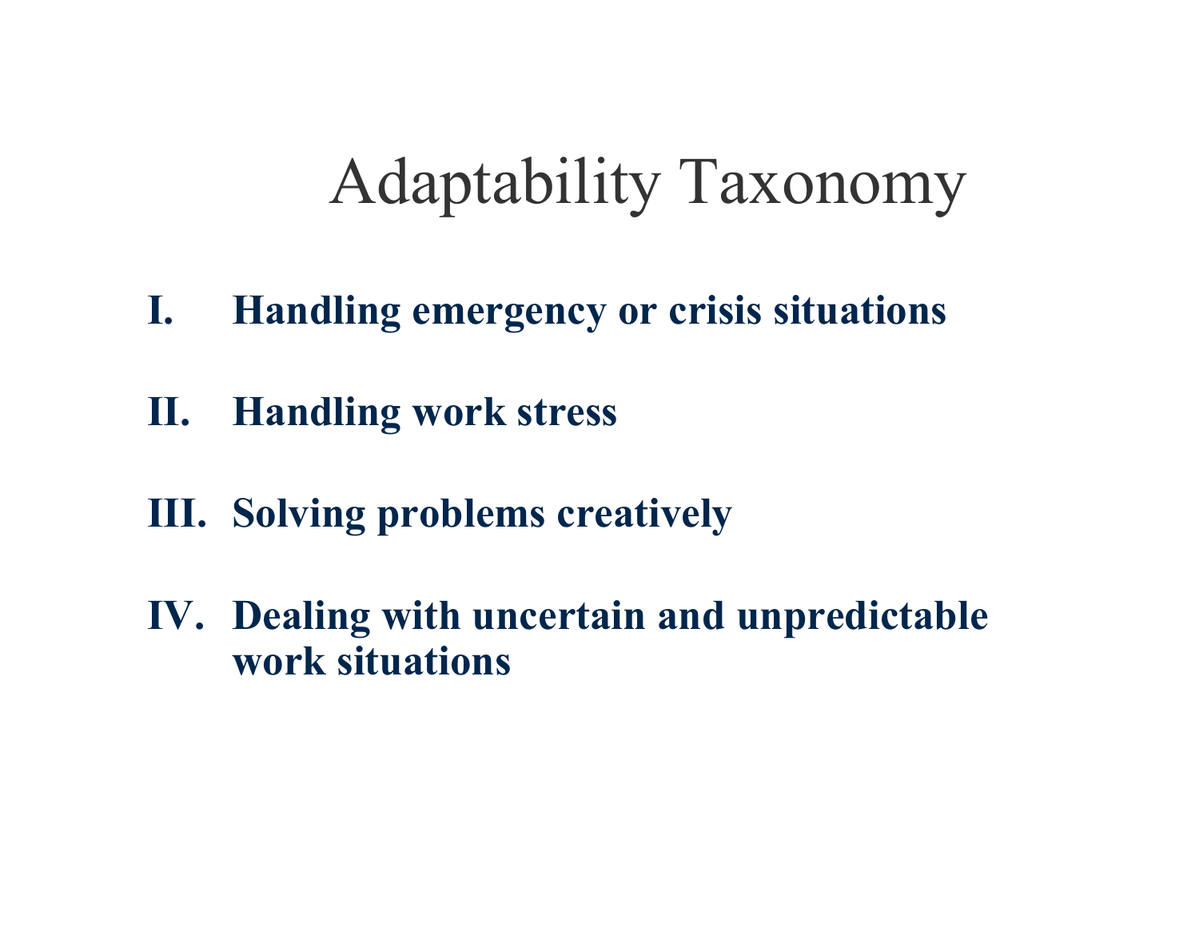# Adaptability Taxonomy

I. **Handling emergency or crisis situations**

II. **Handling work stress**

III. **Solving problems creatively**

IV. **Dealing with uncertain and unpredictable work situations**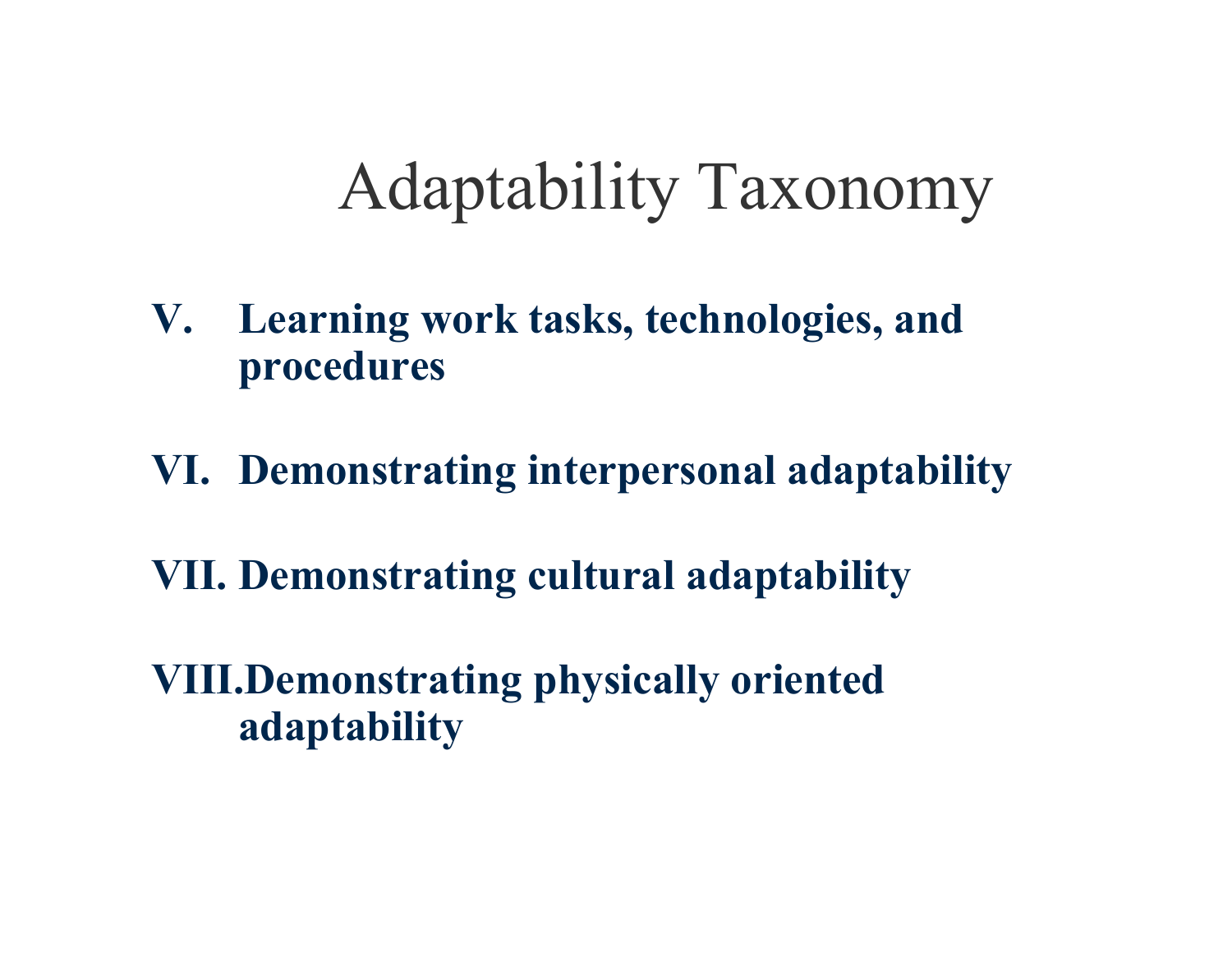# Adaptability Taxonomy

V. **Learning work tasks, technologies, and procedures**

VI. **Demonstrating interpersonal adaptability**

VII. **Demonstrating cultural adaptability**

VIII. **Demonstrating physically oriented adaptability**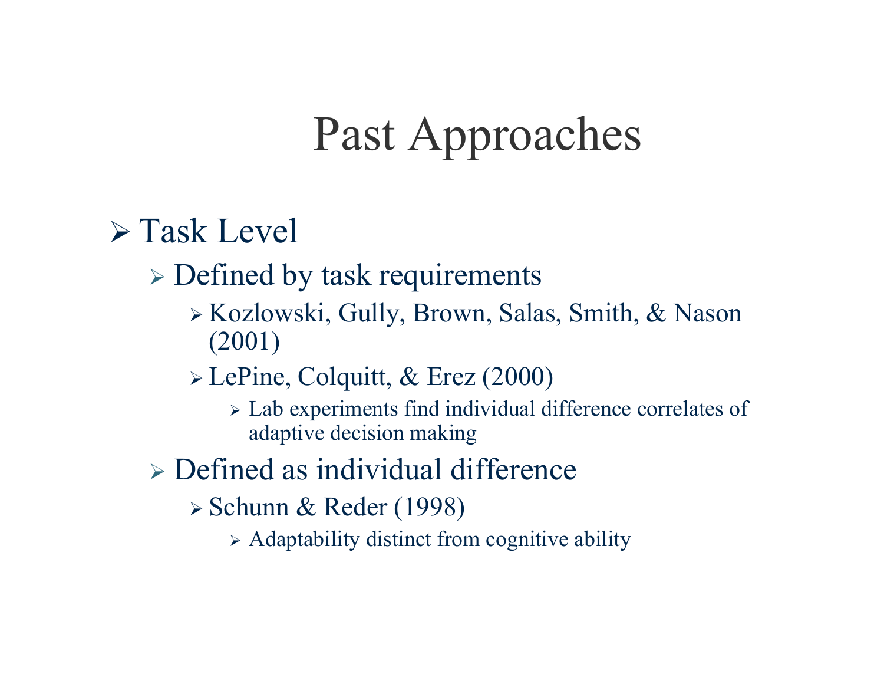# Past Approaches

- Task Level
  - Defined by task requirements
    - Kozlowski, Gully, Brown, Salas, Smith, & Nason (2001)
    - LePine, Colquitt, & Erez (2000)
      - Lab experiments find individual difference correlates of adaptive decision making
  - Defined as individual difference
    - Schunn & Reder (1998)
      - Adaptability distinct from cognitive ability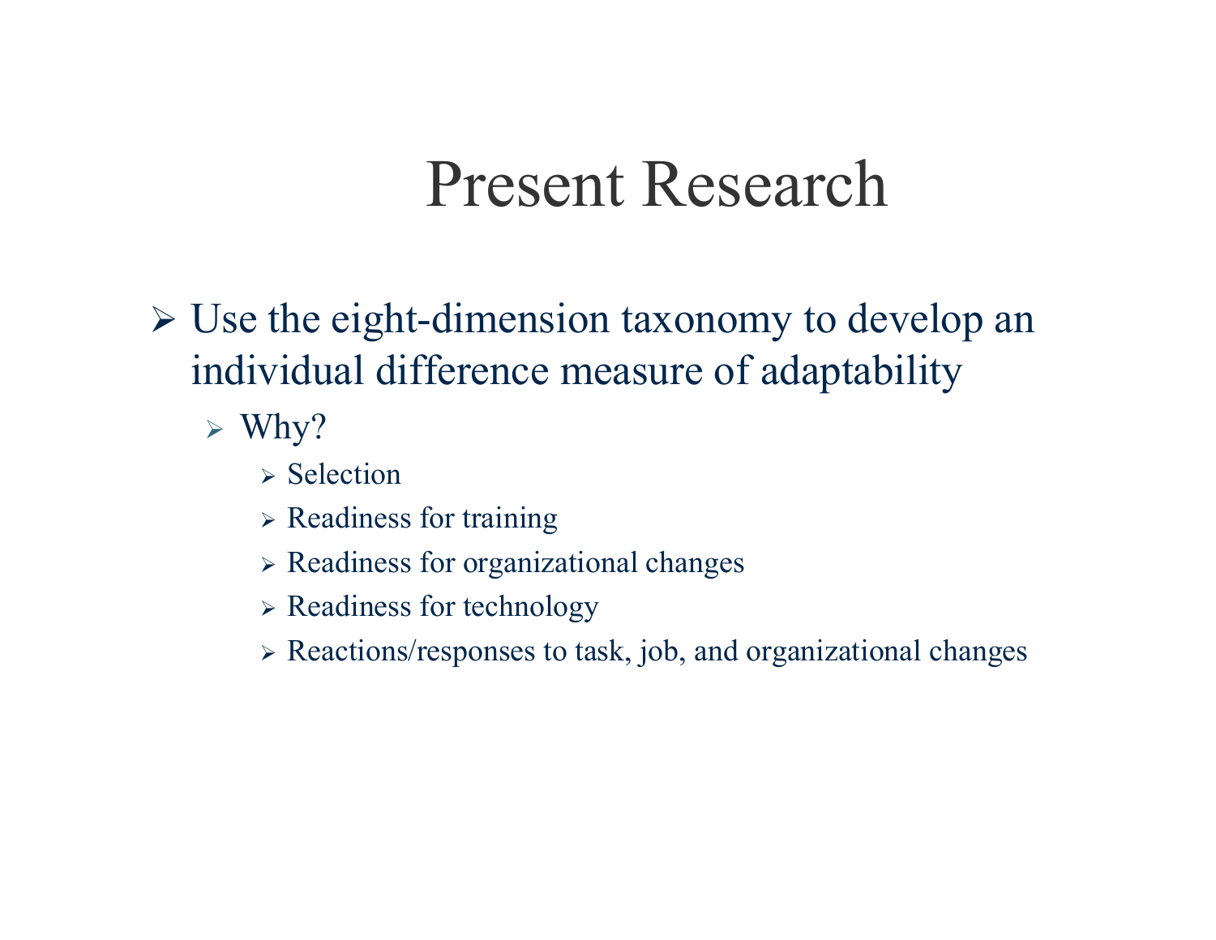# Present Research

- Use the eight-dimension taxonomy to develop an individual difference measure of adaptability
  - Why?
    - Selection
    - Readiness for training
    - Readiness for organizational changes
    - Readiness for technology
    - Reactions/responses to task, job, and organizational changes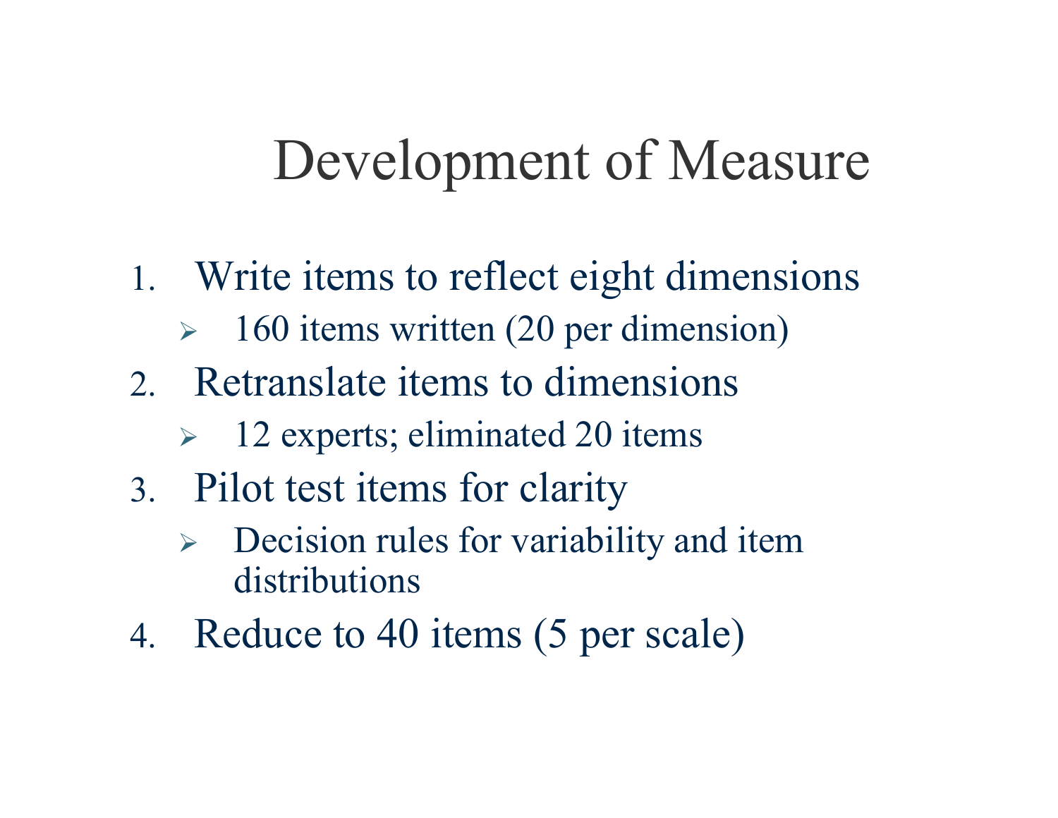# Development of Measure

1. Write items to reflect eight dimensions
   - 160 items written (20 per dimension)
2. Retranslate items to dimensions
   - 12 experts; eliminated 20 items
3. Pilot test items for clarity
   - Decision rules for variability and item distributions
4. Reduce to 40 items (5 per scale)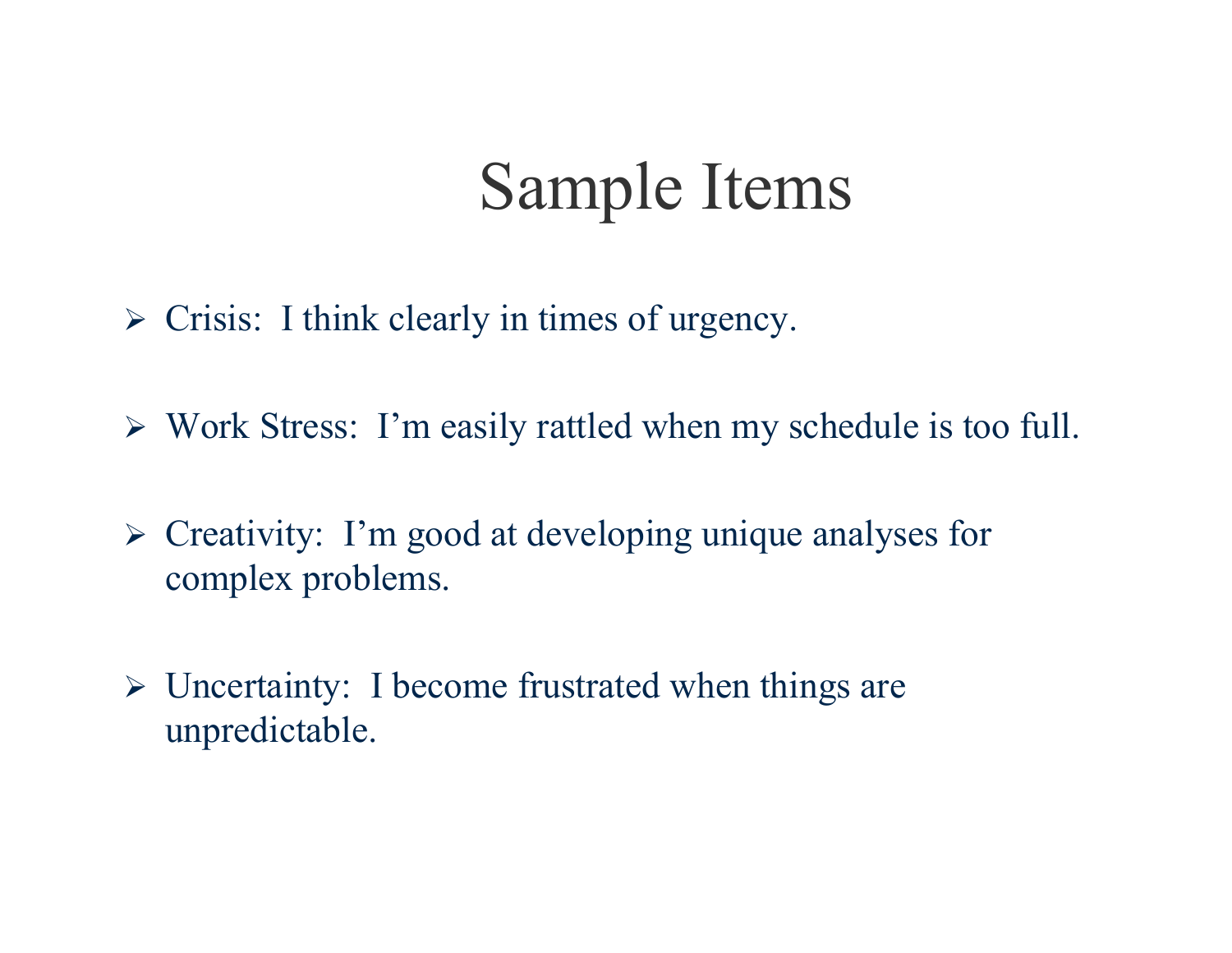# Sample Items

- Crisis: I think clearly in times of urgency.
- Work Stress: I'm easily rattled when my schedule is too full.
- Creativity: I'm good at developing unique analyses for complex problems.
- Uncertainty: I become frustrated when things are unpredictable.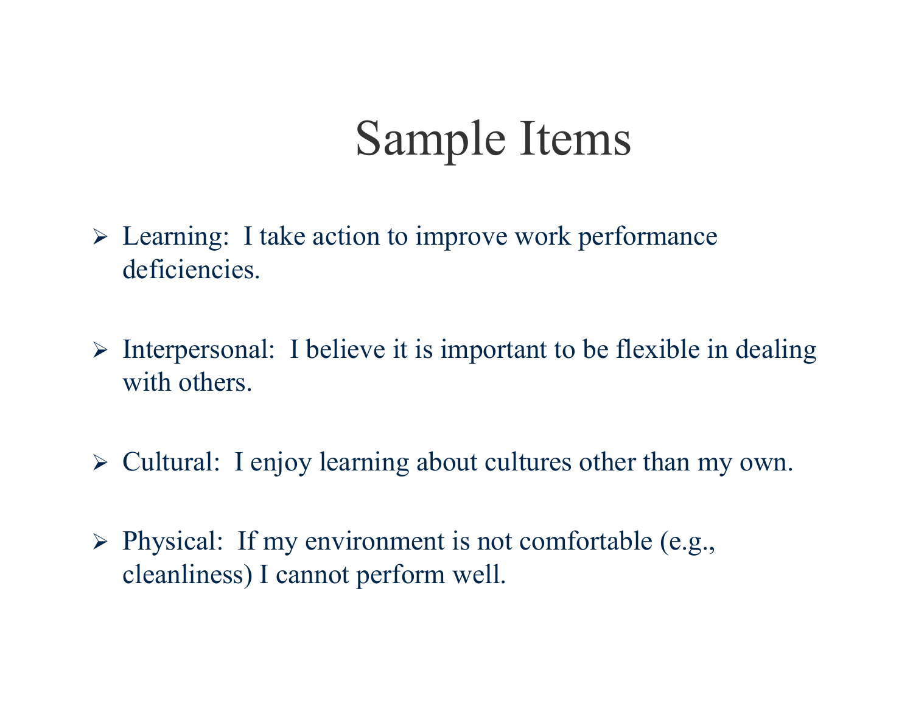# Sample Items

- Learning: I take action to improve work performance deficiencies.
- Interpersonal: I believe it is important to be flexible in dealing with others.
- Cultural: I enjoy learning about cultures other than my own.
- Physical: If my environment is not comfortable (e.g., cleanliness) I cannot perform well.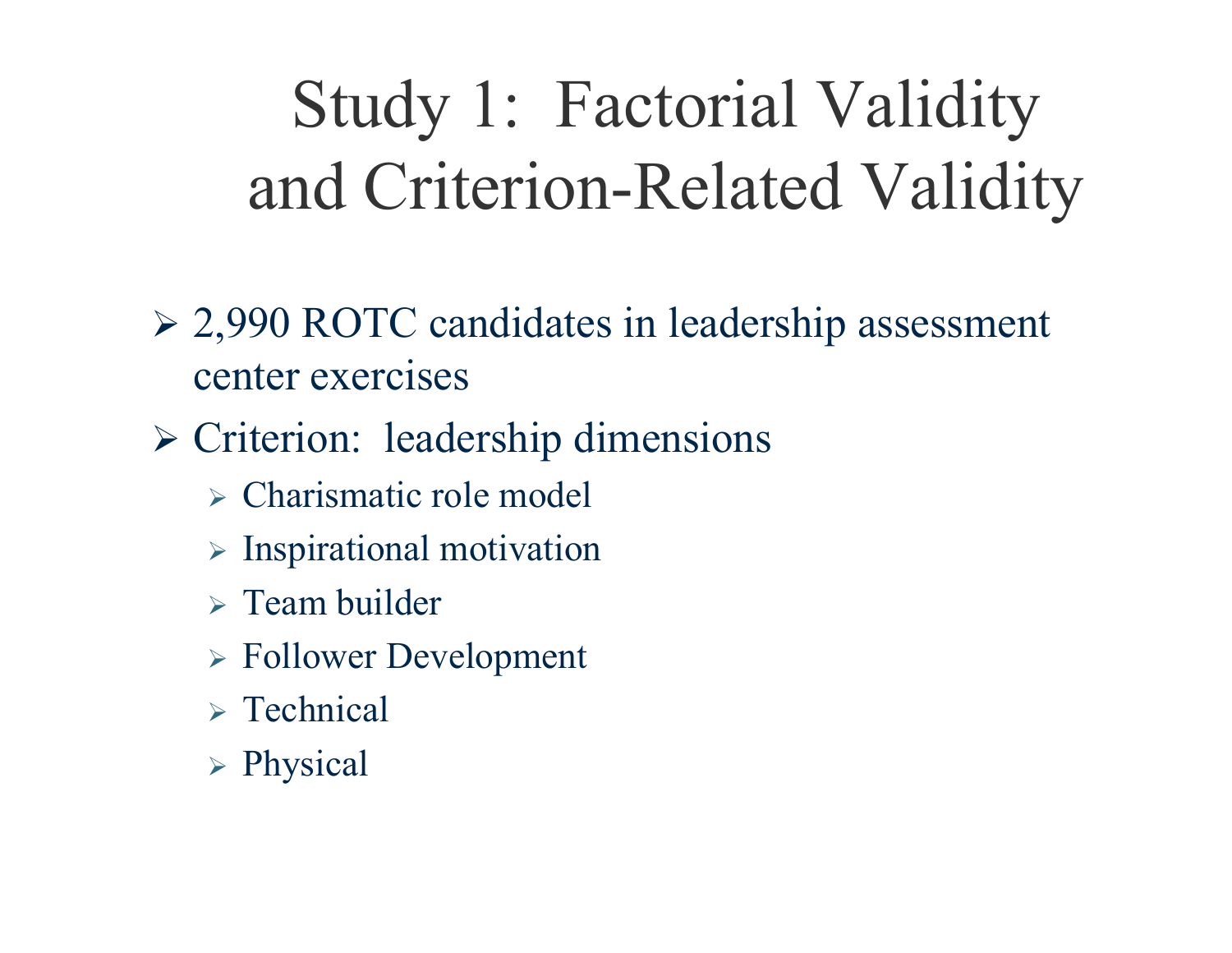# Study 1: Factorial Validity and Criterion-Related Validity

- 2,990 ROTC candidates in leadership assessment center exercises
- Criterion: leadership dimensions
  - Charismatic role model
  - Inspirational motivation
  - Team builder
  - Follower Development
  - Technical
  - Physical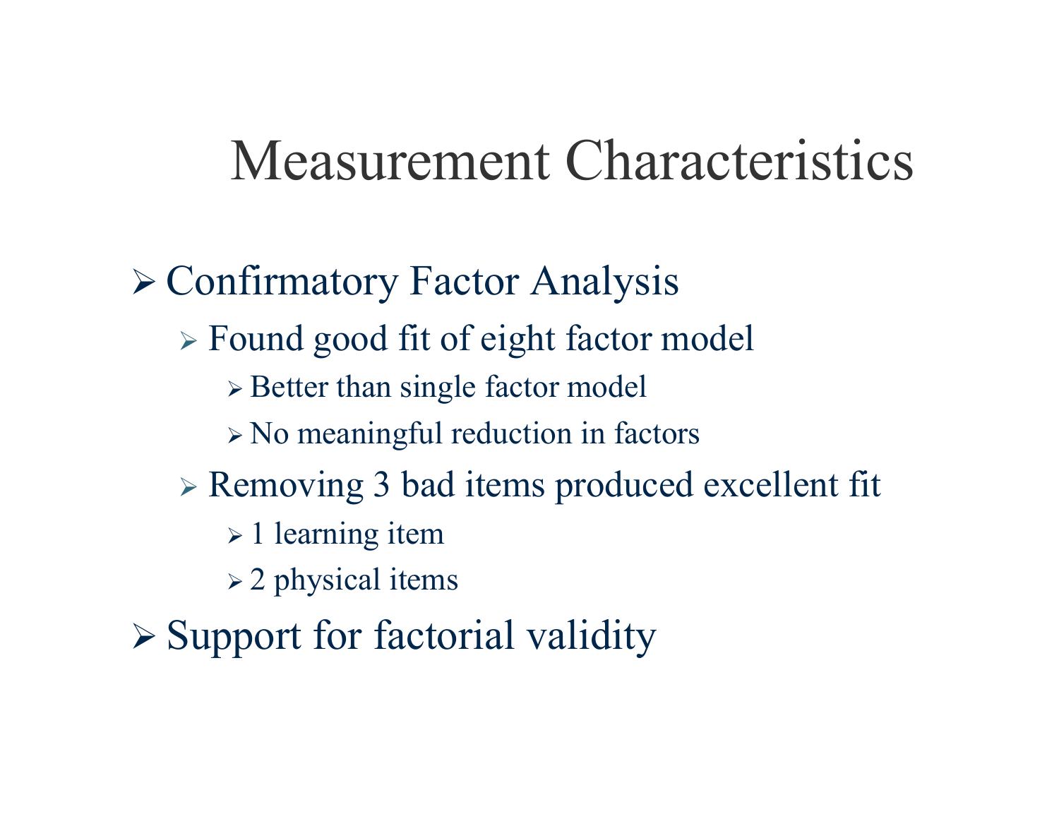# Measurement Characteristics

- Confirmatory Factor Analysis
  - Found good fit of eight factor model
    - Better than single factor model
    - No meaningful reduction in factors
  - Removing 3 bad items produced excellent fit
    - 1 learning item
    - 2 physical items
- Support for factorial validity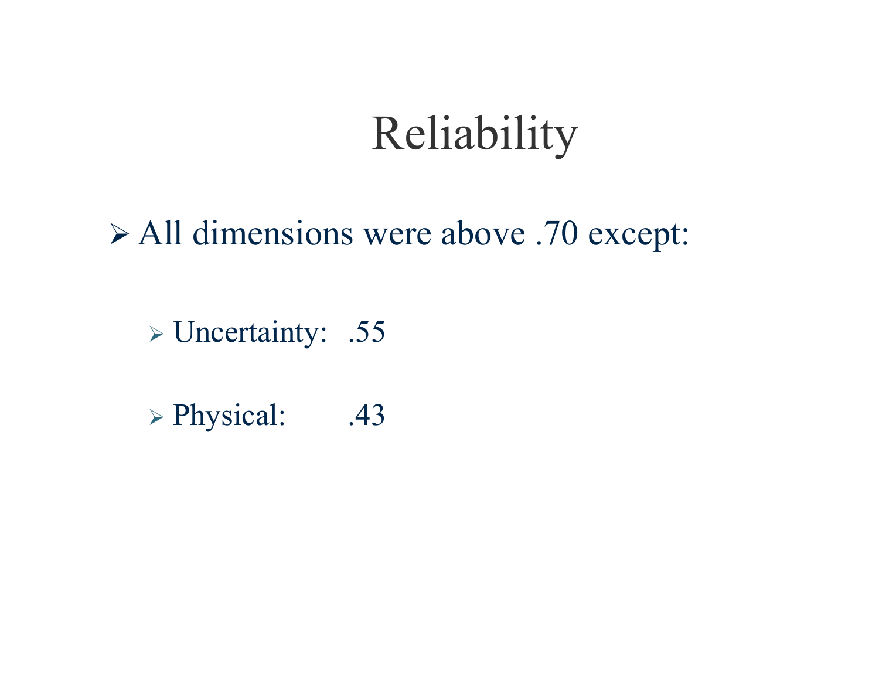# Reliability

- All dimensions were above .70 except:
  - Uncertainty: .55
  - Physical: .43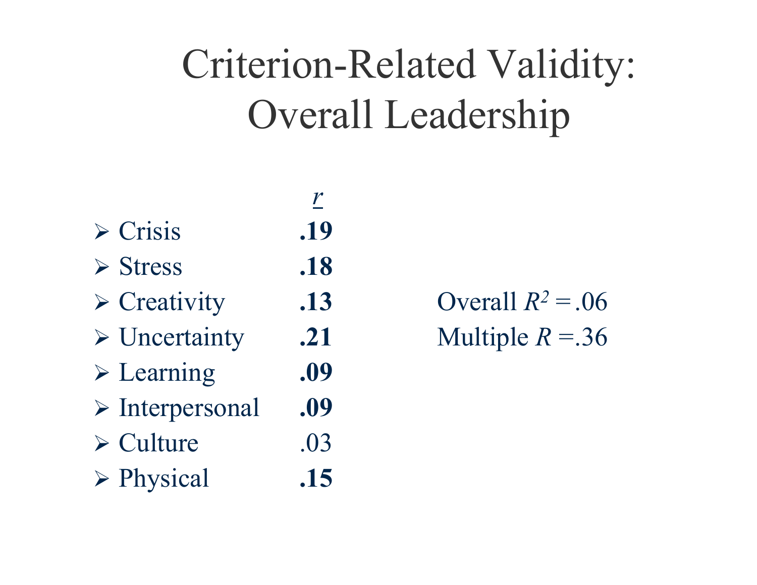# Criterion-Related Validity: Overall Leadership

| | *r* |
|---|---|
| ➢ Crisis | **.19** |
| ➢ Stress | **.18** |
| ➢ Creativity | **.13** |
| ➢ Uncertainty | **.21** |
| ➢ Learning | **.09** |
| ➢ Interpersonal | **.09** |
| ➢ Culture | .03 |
| ➢ Physical | **.15** |

Overall $R^2$ = .06

Multiple $R$ = .36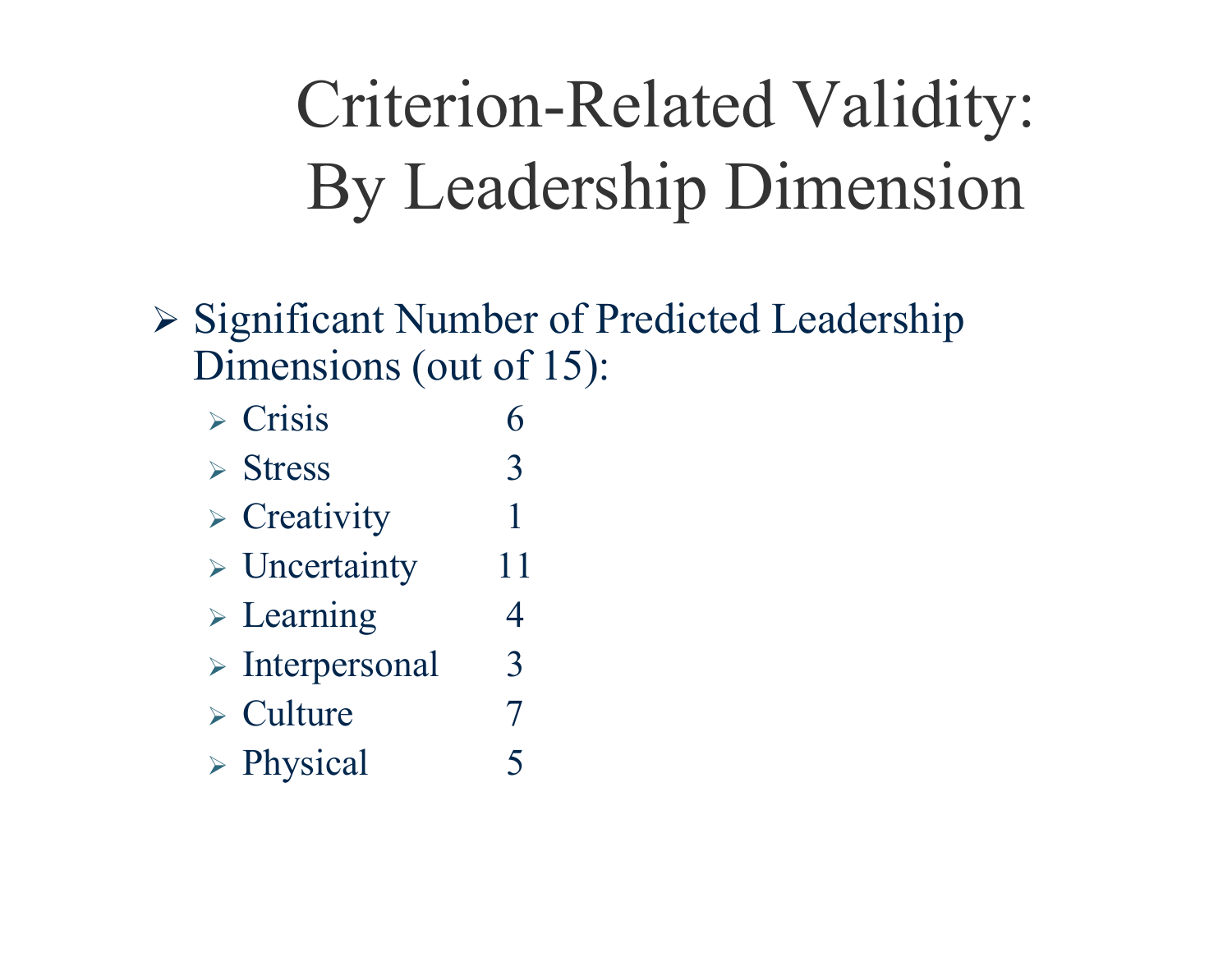# Criterion-Related Validity: By Leadership Dimension

- Significant Number of Predicted Leadership Dimensions (out of 15):
  - Crisis 6
  - Stress 3
  - Creativity 1
  - Uncertainty 11
  - Learning 4
  - Interpersonal 3
  - Culture 7
  - Physical 5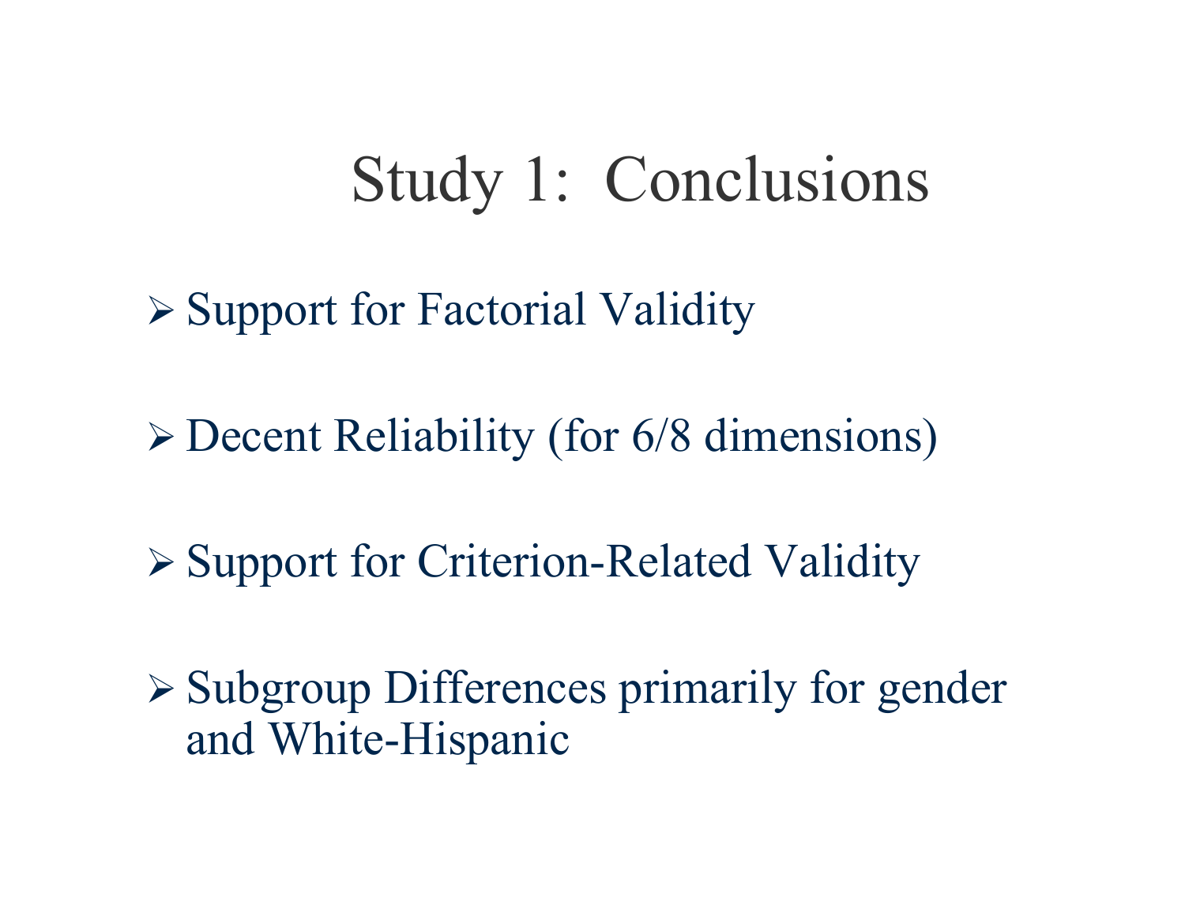# Study 1: Conclusions

- Support for Factorial Validity
- Decent Reliability (for 6/8 dimensions)
- Support for Criterion-Related Validity
- Subgroup Differences primarily for gender and White-Hispanic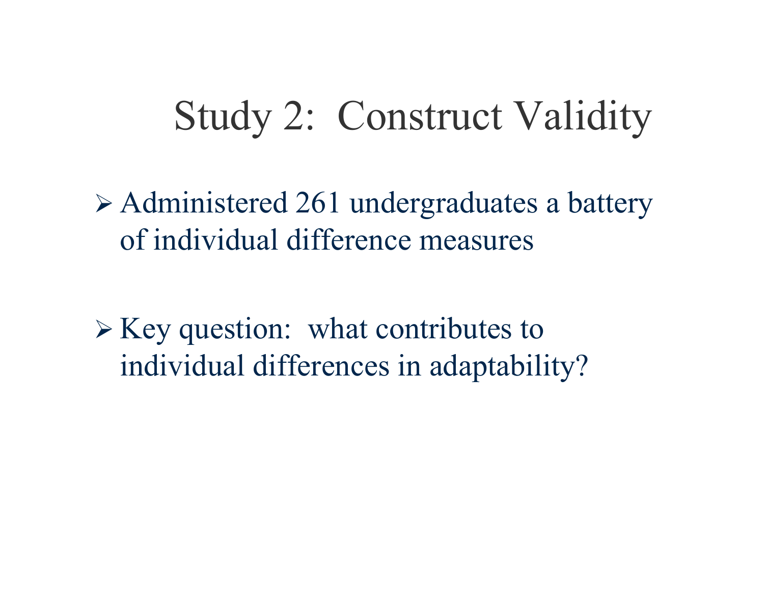# Study 2: Construct Validity

- Administered 261 undergraduates a battery of individual difference measures
- Key question: what contributes to individual differences in adaptability?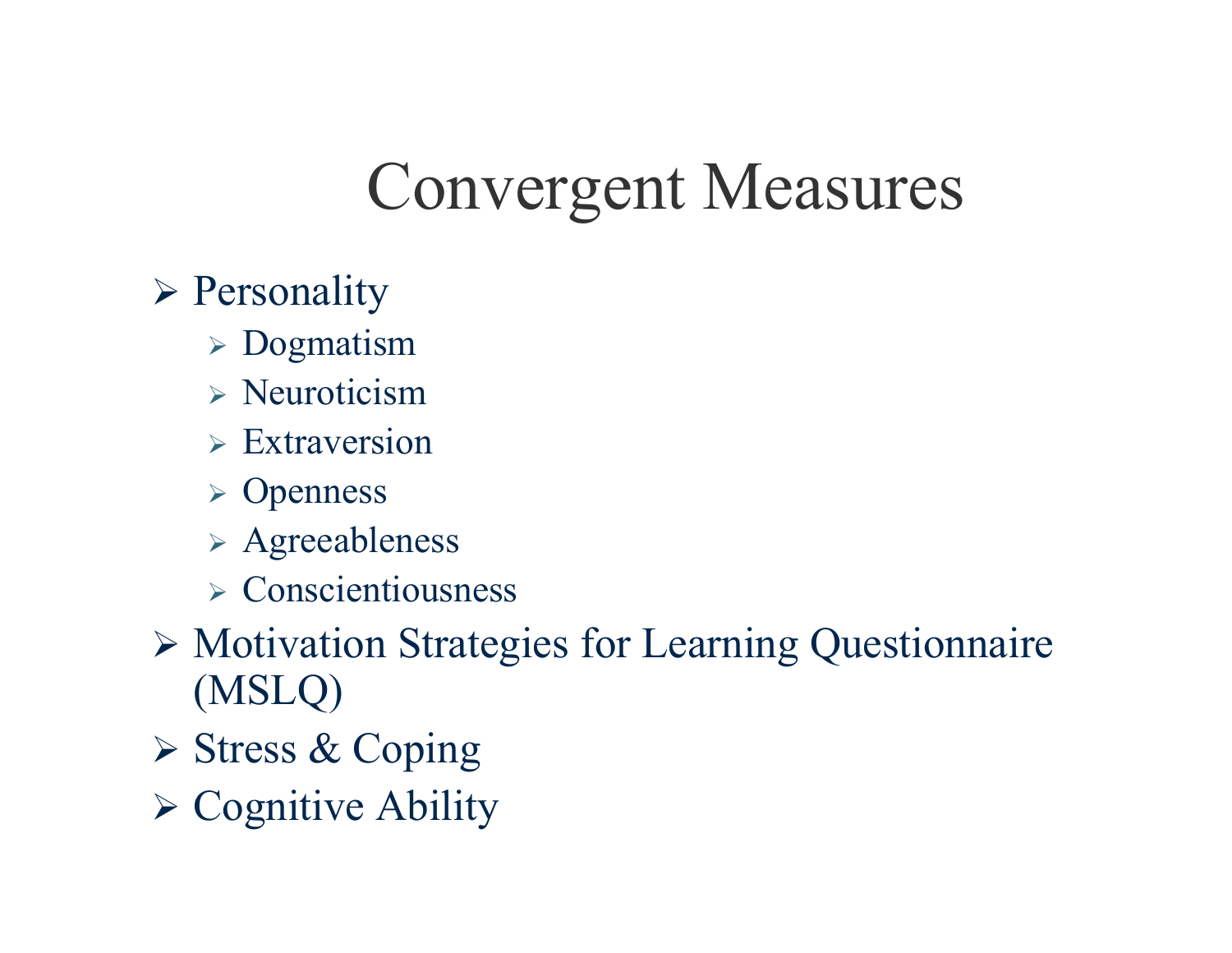# Convergent Measures

- Personality
  - Dogmatism
  - Neuroticism
  - Extraversion
  - Openness
  - Agreeableness
  - Conscientiousness
- Motivation Strategies for Learning Questionnaire (MSLQ)
- Stress & Coping
- Cognitive Ability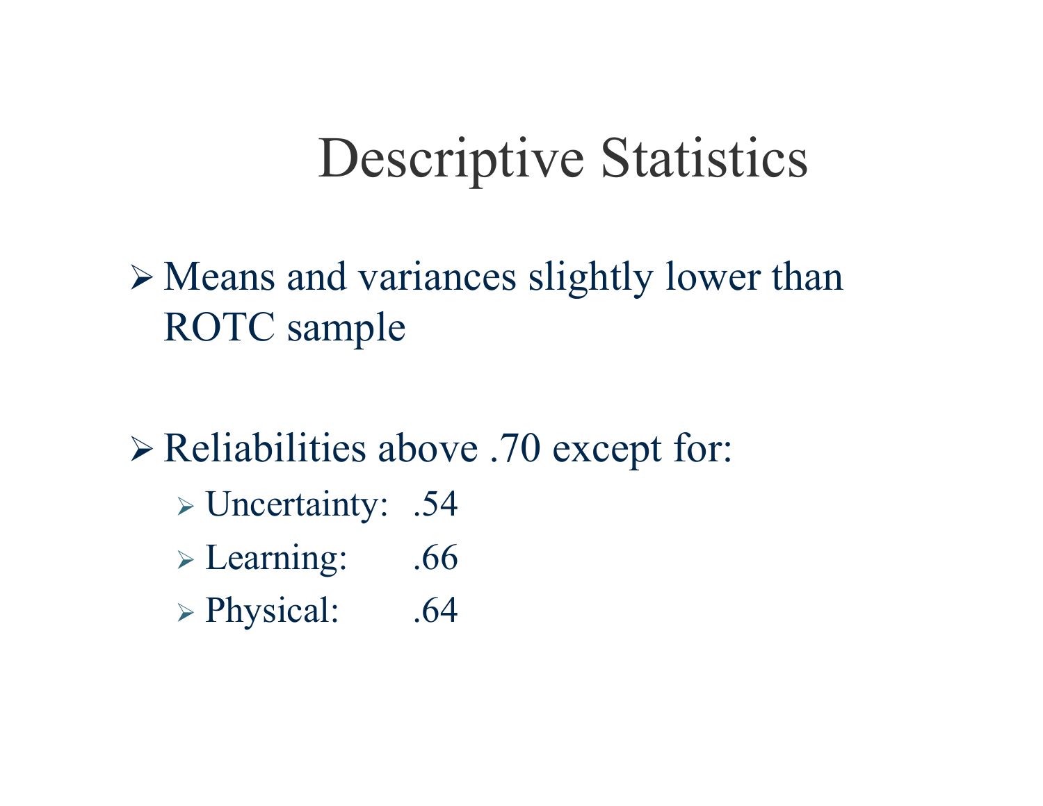# Descriptive Statistics

- Means and variances slightly lower than ROTC sample

- Reliabilities above .70 except for:
  - Uncertainty: .54
  - Learning: .66
  - Physical: .64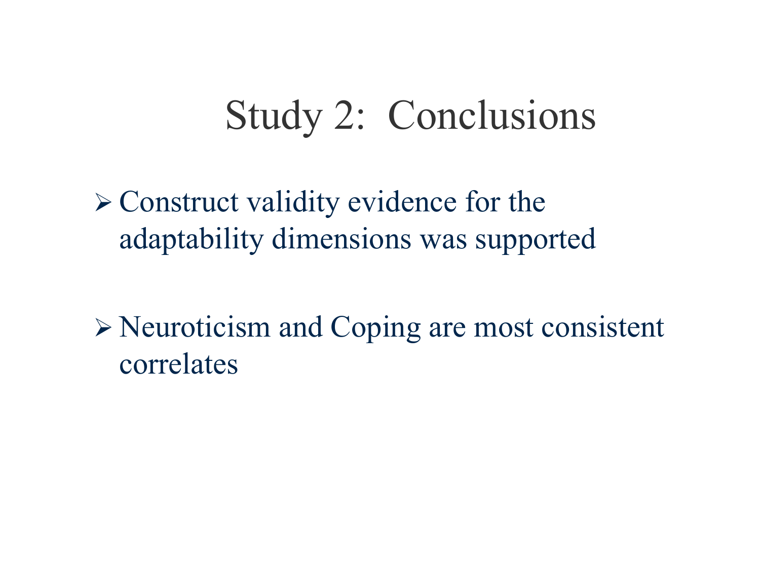# Study 2: Conclusions

- Construct validity evidence for the adaptability dimensions was supported
- Neuroticism and Coping are most consistent correlates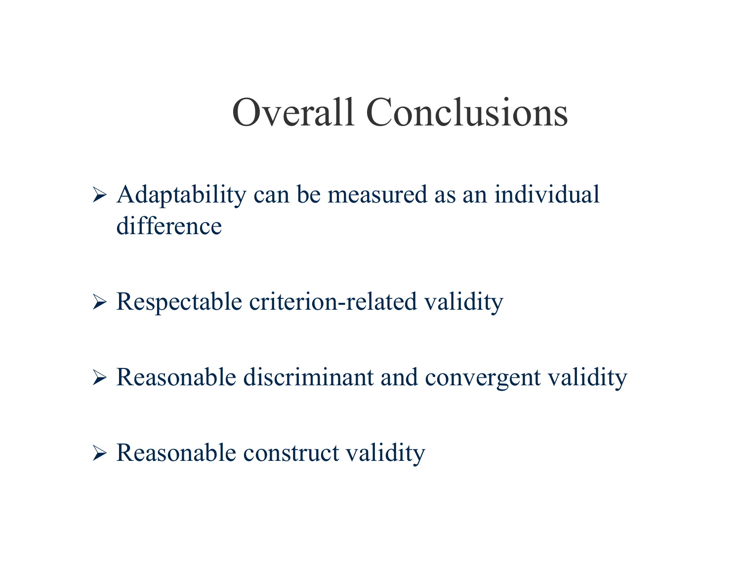# Overall Conclusions

- Adaptability can be measured as an individual difference
- Respectable criterion-related validity
- Reasonable discriminant and convergent validity
- Reasonable construct validity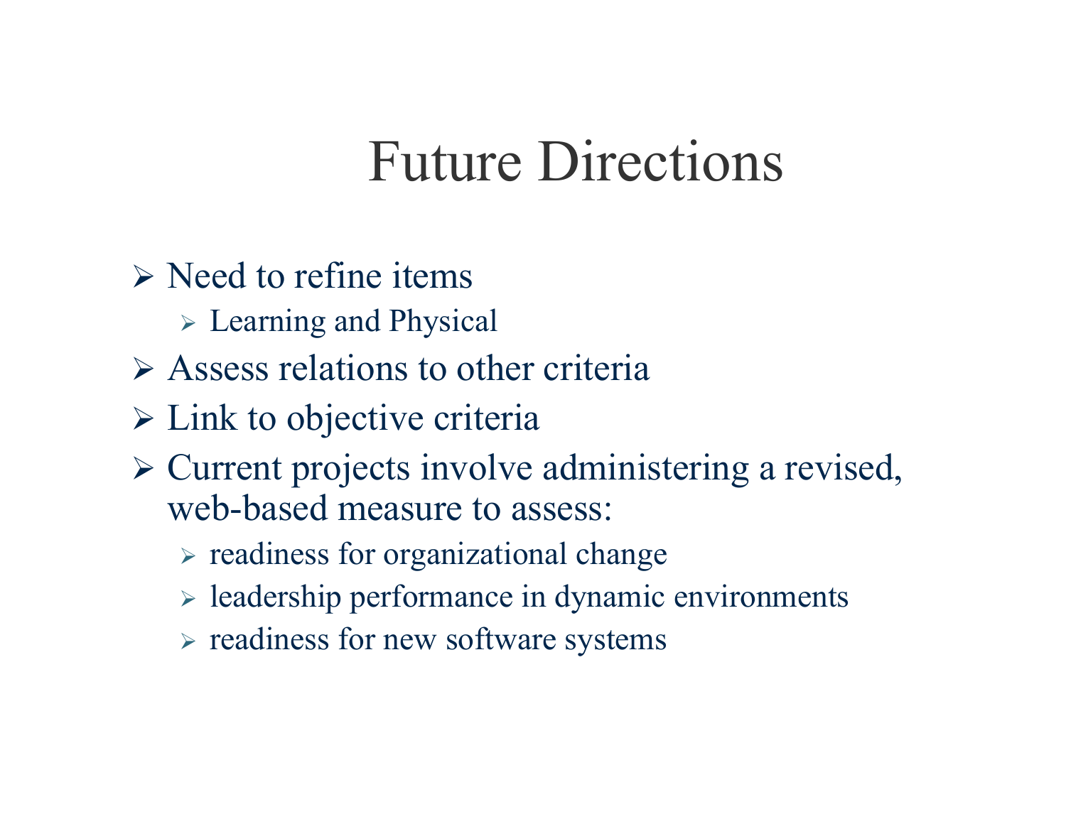# Future Directions

- Need to refine items
  - Learning and Physical
- Assess relations to other criteria
- Link to objective criteria
- Current projects involve administering a revised, web-based measure to assess:
  - readiness for organizational change
  - leadership performance in dynamic environments
  - readiness for new software systems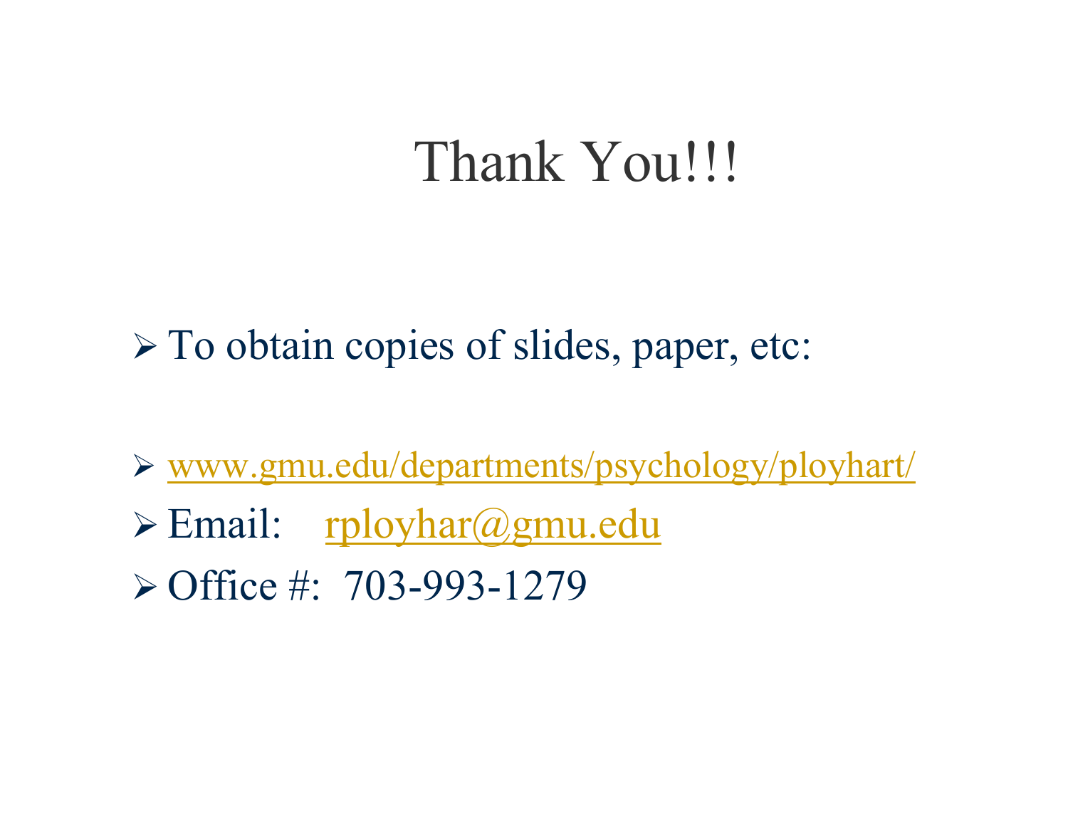# Thank You!!!

- To obtain copies of slides, paper, etc:

- www.gmu.edu/departments/psychology/ployhart/
- Email: rployhar@gmu.edu
- Office #: 703-993-1279